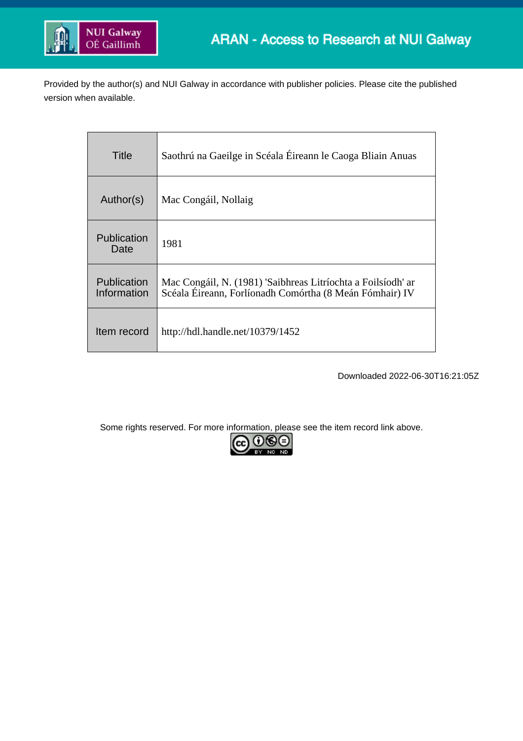ARAN - Access to Research at NUI Galway

Provided by the author(s) and NUI Galway in accordance with publisher policies. Please cite the published version when available.

| Title | Saothrú na Gaeilge in Scéala Éireann le Caoga Bliain Anuas |
|---|---|
| Author(s) | Mac Congáil, Nollaig |
| Publication Date | 1981 |
| Publication Information | Mac Congáil, N. (1981) 'Saibhreas Litríochta a Foilsíodh' ar Scéala Éireann, Forlíonadh Comórtha (8 Meán Fómhair) IV |
| Item record | http://hdl.handle.net/10379/1452 |

Downloaded 2022-06-30T16:21:05Z

Some rights reserved. For more information, please see the item record link above.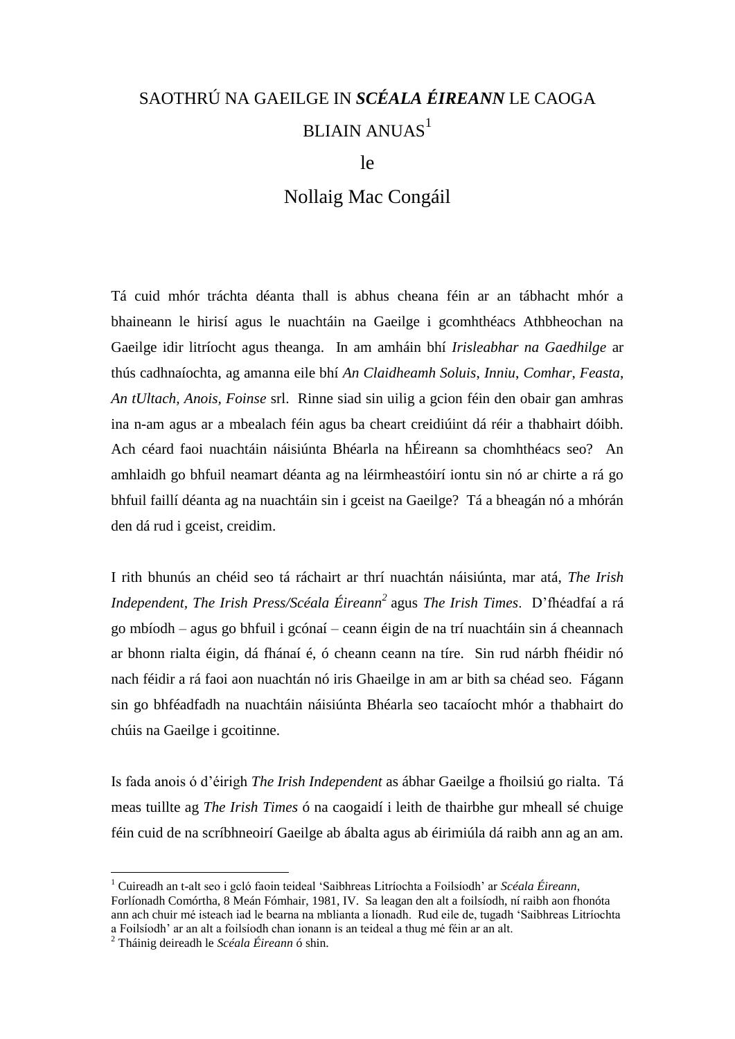# SAOTHRÚ NA GAEILGE IN *SCÉALA ÉIREANN* LE CAOGA BLIAIN ANUAS[1]

le

Nollaig Mac Congáil

Tá cuid mhór tráchta déanta thall is abhus cheana féin ar an tábhacht mhór a bhaineann le hirisí agus le nuachtáin na Gaeilge i gcomhthéacs Athbheochan na Gaeilge idir litríocht agus theanga. In am amháin bhí *Irisleabhar na Gaedhilge* ar thús cadhnaíochta, ag amanna eile bhí *An Claidheamh Soluis*, *Inniu*, *Comhar*, *Feasta*, *An tUltach, Anois*, *Foinse* srl. Rinne siad sin uilig a gcion féin den obair gan amhras ina n-am agus ar a mbealach féin agus ba cheart creidiúint dá réir a thabhairt dóibh. Ach céard faoi nuachtáin náisiúnta Bhéarla na hÉireann sa chomhthéacs seo? An amhlaidh go bhfuil neamart déanta ag na léirmheastóirí iontu sin nó ar chirte a rá go bhfuil faillí déanta ag na nuachtáin sin i gceist na Gaeilge? Tá a bheagán nó a mhórán den dá rud i gceist, creidim.

I rith bhunús an chéid seo tá ráchairt ar thrí nuachtán náisiúnta, mar atá, *The Irish Independent, The Irish Press/Scéala Éireann*[2] agus *The Irish Times*. D'fhéadfaí a rá go mbíodh – agus go bhfuil i gcónaí – ceann éigin de na trí nuachtáin sin á cheannach ar bhonn rialta éigin, dá fhánaí é, ó cheann ceann na tíre. Sin rud nárbh fhéidir nó nach féidir a rá faoi aon nuachtán nó iris Ghaeilge in am ar bith sa chéad seo. Fágann sin go bhféadfadh na nuachtáin náisiúnta Bhéarla seo tacaíocht mhór a thabhairt do chúis na Gaeilge i gcoitinne.

Is fada anois ó d'éirigh *The Irish Independent* as ábhar Gaeilge a fhoilsiú go rialta. Tá meas tuillte ag *The Irish Times* ó na caogaidí i leith de thairbhe gur mheall sé chuige féin cuid de na scríbhneoirí Gaeilge ab ábalta agus ab éirimiúla dá raibh ann ag an am.

---

[1] Cuireadh an t-alt seo i gcló faoin teideal 'Saibhreas Litríochta a Foilsíodh' ar *Scéala Éireann*, Forlíonadh Comórtha, 8 Meán Fómhair, 1981, IV. Sa leagan den alt a foilsíodh, ní raibh aon fhonóta ann ach chuir mé isteach iad le bearna na mblianta a líonadh. Rud eile de, tugadh 'Saibhreas Litríochta a Foilsíodh' ar an alt a foilsíodh chan ionann is an teideal a thug mé féin ar an alt.

[2] Tháinig deireadh le *Scéala Éireann* ó shin.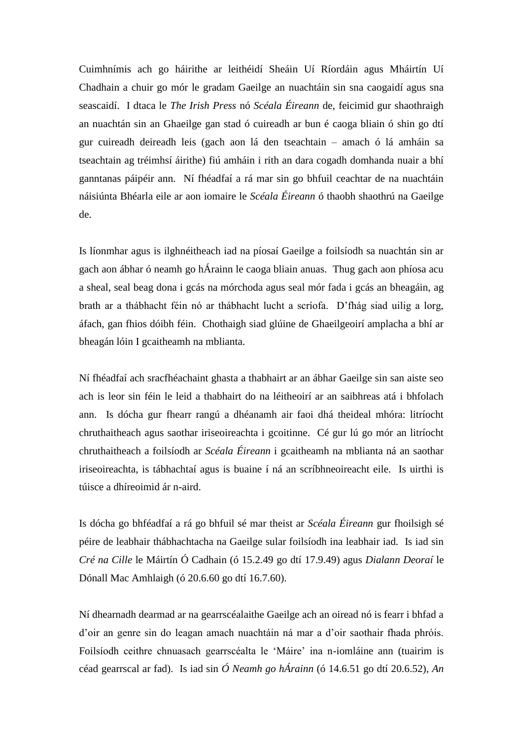Cuimhnímis ach go háirithe ar leithéidí Sheáin Uí Ríordáin agus Mháirtín Uí Chadhain a chuir go mór le gradam Gaeilge an nuachtáin sin sna caogaidí agus sna seascaidí. I dtaca le *The Irish Press* nó *Scéala Éireann* de, feicimid gur shaothraigh an nuachtán sin an Ghaeilge gan stad ó cuireadh ar bun é caoga bliain ó shin go dtí gur cuireadh deireadh leis (gach aon lá den tseachtain – amach ó lá amháin sa tseachtain ag tréimhsí áirithe) fiú amháin i rith an dara cogadh domhanda nuair a bhí ganntanas páipéir ann. Ní fhéadfaí a rá mar sin go bhfuil ceachtar de na nuachtáin náisiúnta Bhéarla eile ar aon iomaire le *Scéala Éireann* ó thaobh shaothrú na Gaeilge de.

Is líonmhar agus is ilghnéitheach iad na píosaí Gaeilge a foilsíodh sa nuachtán sin ar gach aon ábhar ó neamh go hÁrainn le caoga bliain anuas. Thug gach aon phíosa acu a sheal, seal beag dona i gcás na mórchoda agus seal mór fada i gcás an bheagáin, ag brath ar a thábhacht féin nó ar thábhacht lucht a scríofa. D'fhág siad uilig a lorg, áfach, gan fhios dóibh féin. Chothaigh siad glúine de Ghaeilgeoirí amplacha a bhí ar bheagán lóin I gcaitheamh na mblianta.

Ní fhéadfaí ach sracfhéachaint ghasta a thabhairt ar an ábhar Gaeilge sin san aiste seo ach is leor sin féin le leid a thabhairt do na léitheoirí ar an saibhreas atá i bhfolach ann. Is dócha gur fhearr rangú a dhéanamh air faoi dhá theideal mhóra: litríocht chruthaitheach agus saothar iriseoireachta i gcoitinne. Cé gur lú go mór an litríocht chruthaitheach a foilsíodh ar *Scéala Éireann* i gcaitheamh na mblianta ná an saothar iriseoireachta, is tábhachtaí agus is buaine í ná an scríbhneoireacht eile. Is uirthi is túisce a dhíreoimid ár n-aird.

Is dócha go bhféadfaí a rá go bhfuil sé mar theist ar *Scéala Éireann* gur fhoilsigh sé péire de leabhair thábhachtacha na Gaeilge sular foilsíodh ina leabhair iad. Is iad sin *Cré na Cille* le Máirtín Ó Cadhain (ó 15.2.49 go dtí 17.9.49) agus *Dialann Deoraí* le Dónall Mac Amhlaigh (ó 20.6.60 go dtí 16.7.60).

Ní dhearnadh dearmad ar na gearrscéalaithe Gaeilge ach an oiread nó is fearr i bhfad a d'oir an genre sin do leagan amach nuachtáin ná mar a d'oir saothair fhada phróis. Foilsíodh ceithre chnuasach gearrscéalta le 'Máire' ina n-iomláine ann (tuairim is céad gearrscal ar fad). Is iad sin *Ó Neamh go hÁrainn* (ó 14.6.51 go dtí 20.6.52), *An*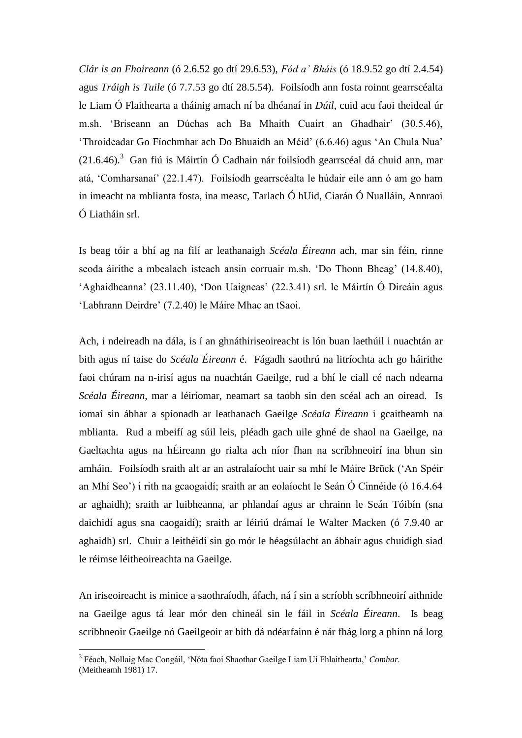*Clár is an Fhoireann* (ó 2.6.52 go dtí 29.6.53), *Fód a' Bháis* (ó 18.9.52 go dtí 2.4.54) agus *Tráigh is Tuile* (ó 7.7.53 go dtí 28.5.54). Foilsíodh ann fosta roinnt gearrscéalta le Liam Ó Flaithearta a tháinig amach ní ba dhéanaí in *Dúil*, cuid acu faoi theideal úr m.sh. 'Briseann an Dúchas ach Ba Mhaith Cuairt an Ghadhair' (30.5.46), 'Throideadar Go Fíochmhar ach Do Bhuaidh an Méid' (6.6.46) agus 'An Chula Nua' (21.6.46).[3] Gan fiú is Máirtín Ó Cadhain nár foilsíodh gearrscéal dá chuid ann, mar atá, 'Comharsanaí' (22.1.47). Foilsíodh gearrscéalta le húdair eile ann ó am go ham in imeacht na mblianta fosta, ina measc, Tarlach Ó hUid, Ciarán Ó Nualláin, Annraoi Ó Liatháin srl.

Is beag tóir a bhí ag na filí ar leathanaigh *Scéala Éireann* ach, mar sin féin, rinne seoda áirithe a mbealach isteach ansin corruair m.sh. 'Do Thonn Bheag' (14.8.40), 'Aghaidheanna' (23.11.40), 'Don Uaigneas' (22.3.41) srl. le Máirtín Ó Direáin agus 'Labhrann Deirdre' (7.2.40) le Máire Mhac an tSaoi.

Ach, i ndeireadh na dála, is í an ghnáthiriseoireacht is lón buan laethúil i nuachtán ar bith agus ní taise do *Scéala Éireann* é. Fágadh saothrú na litríochta ach go háirithe faoi chúram na n-irisí agus na nuachtán Gaeilge, rud a bhí le ciall cé nach ndearna *Scéala Éireann*, mar a léiríomar, neamart sa taobh sin den scéal ach an oiread. Is iomaí sin ábhar a spíonadh ar leathanach Gaeilge *Scéala Éireann* i gcaitheamh na mblianta. Rud a mbeifí ag súil leis, pléadh gach uile ghné de shaol na Gaeilge, na Gaeltachta agus na hÉireann go rialta ach níor fhan na scríbhneoirí ina bhun sin amháin. Foilsíodh sraith alt ar an astralaíocht uair sa mhí le Máire Brūck ('An Spéir an Mhí Seo') i rith na gcaogaidí; sraith ar an eolaíocht le Seán Ó Cinnéide (ó 16.4.64 ar aghaidh); sraith ar luibheanna, ar phlandaí agus ar chrainn le Seán Tóibín (sna daichidí agus sna caogaidí); sraith ar léiriú drámaí le Walter Macken (ó 7.9.40 ar aghaidh) srl. Chuir a leithéidí sin go mór le héagsúlacht an ábhair agus chuidigh siad le réimse léitheoireachta na Gaeilge.

An iriseoireacht is minice a saothraíodh, áfach, ná í sin a scríobh scríbhneoirí aithnide na Gaeilge agus tá lear mór den chineál sin le fáil in *Scéala Éireann*. Is beag scríbhneoir Gaeilge nó Gaeilgeoir ar bith dá ndéarfainn é nár fhág lorg a phinn ná lorg

---

[3] Féach, Nollaig Mac Congáil, 'Nóta faoi Shaothar Gaeilge Liam Uí Fhlaithearta,' *Comhar.* (Meitheamh 1981) 17.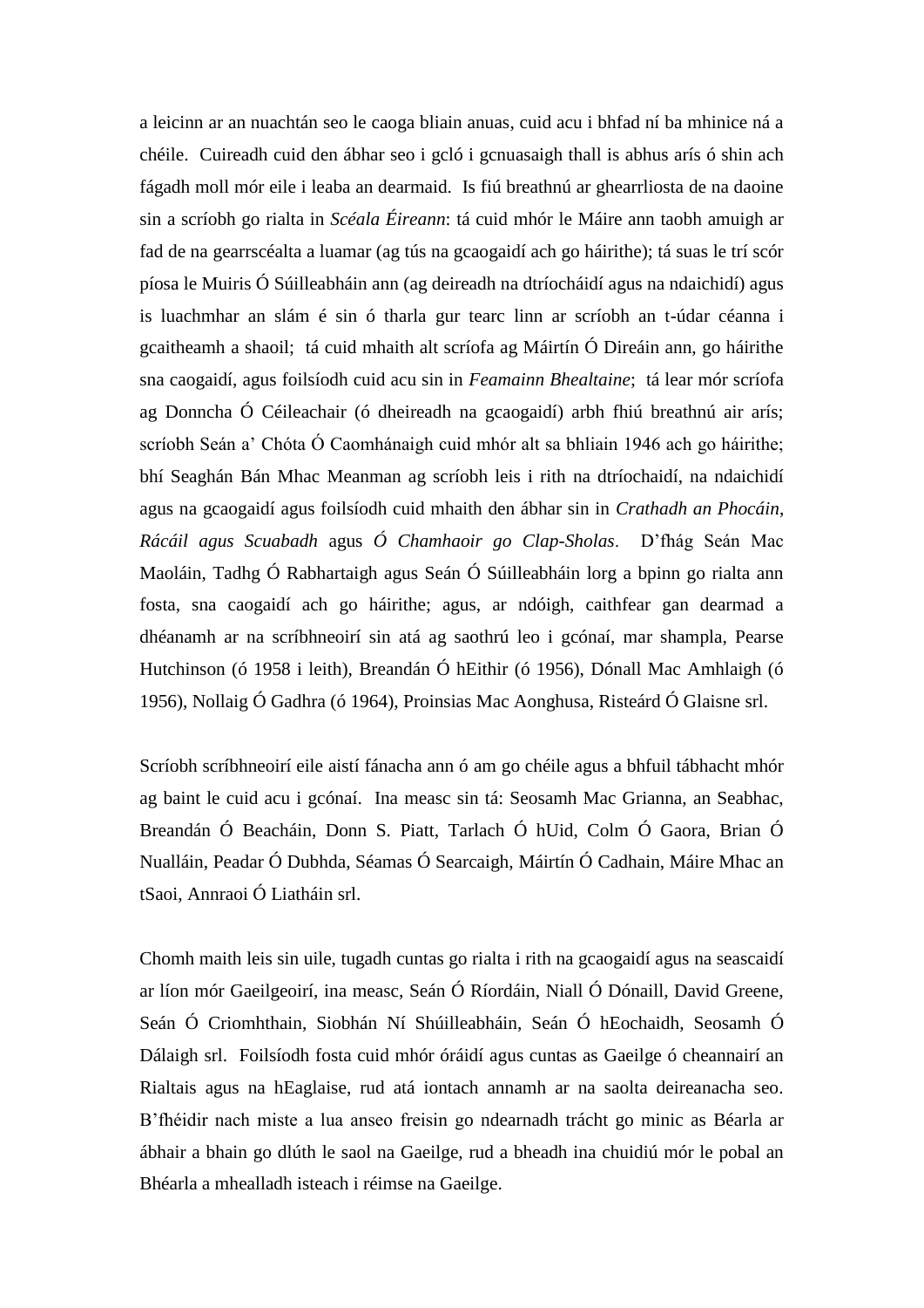a leicinn ar an nuachtán seo le caoga bliain anuas, cuid acu i bhfad ní ba mhinice ná a chéile. Cuireadh cuid den ábhar seo i gcló i gcnuasaigh thall is abhus arís ó shin ach fágadh moll mór eile i leaba an dearmaid. Is fiú breathnú ar ghearrliosta de na daoine sin a scríobh go rialta in *Scéala Éireann*: tá cuid mhór le Máire ann taobh amuigh ar fad de na gearrscéalta a luamar (ag tús na gcaogaidí ach go háirithe); tá suas le trí scór píosa le Muiris Ó Súilleabháin ann (ag deireadh na dtríocháidí agus na ndaichidí) agus is luachmhar an slám é sin ó tharla gur tearc linn ar scríobh an t-údar céanna i gcaitheamh a shaoil; tá cuid mhaith alt scríofa ag Máirtín Ó Direáin ann, go háirithe sna caogaidí, agus foilsíodh cuid acu sin in *Feamainn Bhealtaine*; tá lear mór scríofa ag Donncha Ó Céileachair (ó dheireadh na gcaogaidí) arbh fhiú breathnú air arís; scríobh Seán a' Chóta Ó Caomhánaigh cuid mhór alt sa bhliain 1946 ach go háirithe; bhí Seaghán Bán Mhac Meanman ag scríobh leis i rith na dtríochaidí, na ndaichidí agus na gcaogaidí agus foilsíodh cuid mhaith den ábhar sin in *Crathadh an Phocáin*, *Rácáil agus Scuabadh* agus *Ó Chamhaoir go Clap-Sholas*. D'fhág Seán Mac Maoláin, Tadhg Ó Rabhartaigh agus Seán Ó Súilleabháin lorg a bpinn go rialta ann fosta, sna caogaidí ach go háirithe; agus, ar ndóigh, caithfear gan dearmad a dhéanamh ar na scríbhneoirí sin atá ag saothrú leo i gcónaí, mar shampla, Pearse Hutchinson (ó 1958 i leith), Breandán Ó hEithir (ó 1956), Dónall Mac Amhlaigh (ó 1956), Nollaig Ó Gadhra (ó 1964), Proinsias Mac Aonghusa, Risteárd Ó Glaisne srl.

Scríobh scríbhneoirí eile aistí fánacha ann ó am go chéile agus a bhfuil tábhacht mhór ag baint le cuid acu i gcónaí. Ina measc sin tá: Seosamh Mac Grianna, an Seabhac, Breandán Ó Beacháin, Donn S. Piatt, Tarlach Ó hUid, Colm Ó Gaora, Brian Ó Nualláin, Peadar Ó Dubhda, Séamas Ó Searcaigh, Máirtín Ó Cadhain, Máire Mhac an tSaoi, Annraoi Ó Liatháin srl.

Chomh maith leis sin uile, tugadh cuntas go rialta i rith na gcaogaidí agus na seascaidí ar líon mór Gaeilgeoirí, ina measc, Seán Ó Ríordáin, Niall Ó Dónaill, David Greene, Seán Ó Criomhthain, Siobhán Ní Shúilleabháin, Seán Ó hEochaidh, Seosamh Ó Dálaigh srl. Foilsíodh fosta cuid mhór óráidí agus cuntas as Gaeilge ó cheannairí an Rialtais agus na hEaglaise, rud atá iontach annamh ar na saolta deireanacha seo. B'fhéidir nach miste a lua anseo freisin go ndearnadh trácht go minic as Béarla ar ábhair a bhain go dlúth le saol na Gaeilge, rud a bheadh ina chuidiú mór le pobal an Bhéarla a mhealladh isteach i réimse na Gaeilge.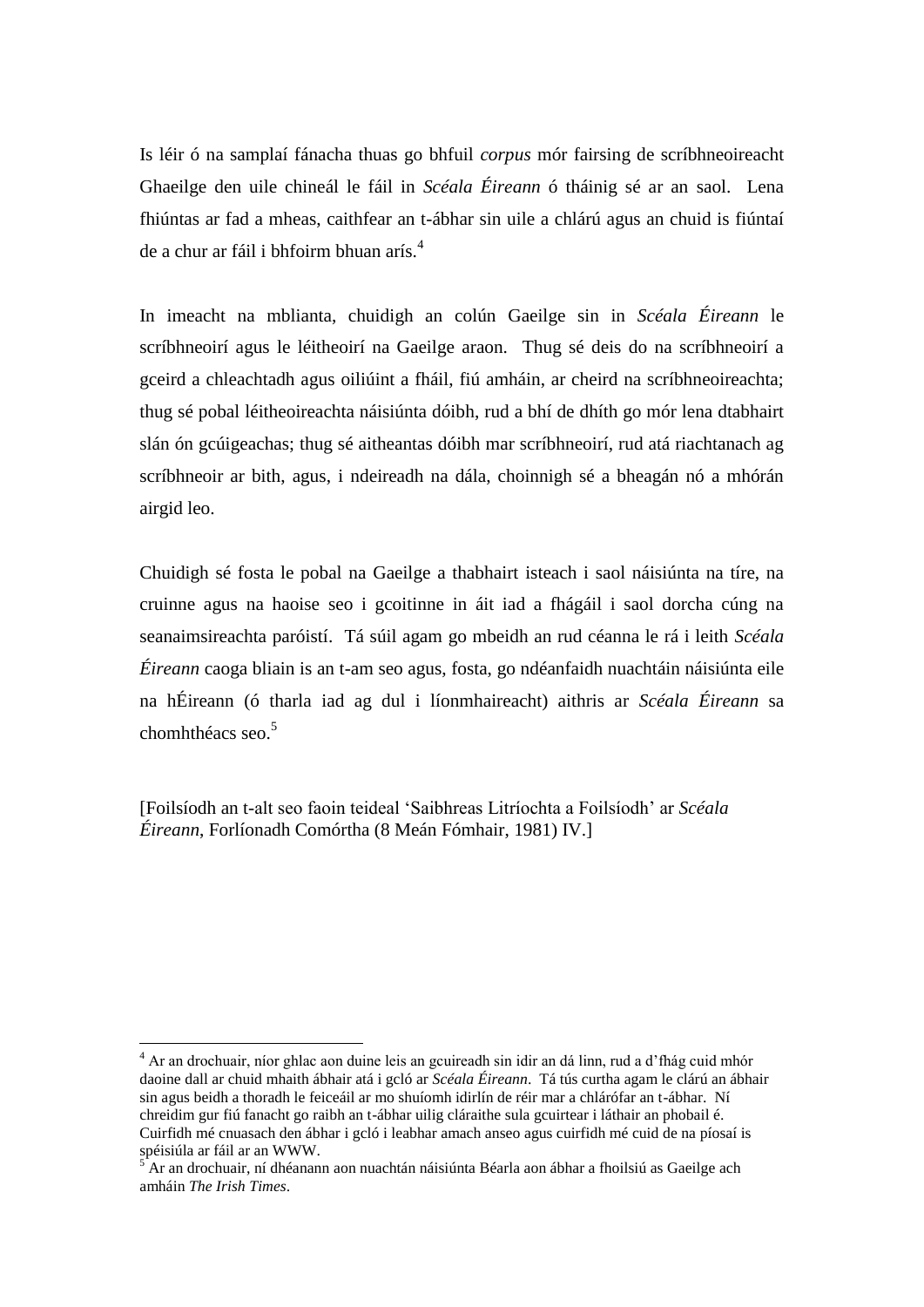Is léir ó na samplaí fánacha thuas go bhfuil *corpus* mór fairsing de scríbhneoireacht Ghaeilge den uile chineál le fáil in *Scéala Éireann* ó tháinig sé ar an saol. Lena fhiúntas ar fad a mheas, caithfear an t-ábhar sin uile a chlárú agus an chuid is fiúntaí de a chur ar fáil i bhfoirm bhuan arís.[4]

In imeacht na mblianta, chuidigh an colún Gaeilge sin in *Scéala Éireann* le scríbhneoirí agus le léitheoirí na Gaeilge araon. Thug sé deis do na scríbhneoirí a gceird a chleachtadh agus oiliúint a fháil, fiú amháin, ar cheird na scríbhneoireachta; thug sé pobal léitheoireachta náisiúnta dóibh, rud a bhí de dhíth go mór lena dtabhairt slán ón gcúigeachas; thug sé aitheantas dóibh mar scríbhneoirí, rud atá riachtanach ag scríbhneoir ar bith, agus, i ndeireadh na dála, choinnigh sé a bheagán nó a mhórán airgid leo.

Chuidigh sé fosta le pobal na Gaeilge a thabhairt isteach i saol náisiúnta na tíre, na cruinne agus na haoise seo i gcoitinne in áit iad a fhágáil i saol dorcha cúng na seanaimsireachta paróistí. Tá súil agam go mbeidh an rud céanna le rá i leith *Scéala Éireann* caoga bliain is an t-am seo agus, fosta, go ndéanfaidh nuachtáin náisiúnta eile na hÉireann (ó tharla iad ag dul i líonmhaireacht) aithris ar *Scéala Éireann* sa chomhthéacs seo.[5]

[Foilsíodh an t-alt seo faoin teideal 'Saibhreas Litríochta a Foilsíodh' ar *Scéala Éireann*, Forlíonadh Comórtha (8 Meán Fómhair, 1981) IV.]

---

[4] Ar an drochuair, níor ghlac aon duine leis an gcuireadh sin idir an dá linn, rud a d'fhág cuid mhór daoine dall ar chuid mhaith ábhair atá i gcló ar *Scéala Éireann*. Tá tús curtha agam le clárú an ábhair sin agus beidh a thoradh le feiceáil ar mo shuíomh idirlín de réir mar a chlárófar an t-ábhar. Ní chreidim gur fiú fanacht go raibh an t-ábhar uilig cláraithe sula gcuirtear i láthair an phobail é. Cuirfidh mé cnuasach den ábhar i gcló i leabhar amach anseo agus cuirfidh mé cuid de na píosaí is spéisiúla ar fáil ar an WWW.

[5] Ar an drochuair, ní dhéanann aon nuachtán náisiúnta Béarla aon ábhar a fhoilsiú as Gaeilge ach amháin *The Irish Times*.